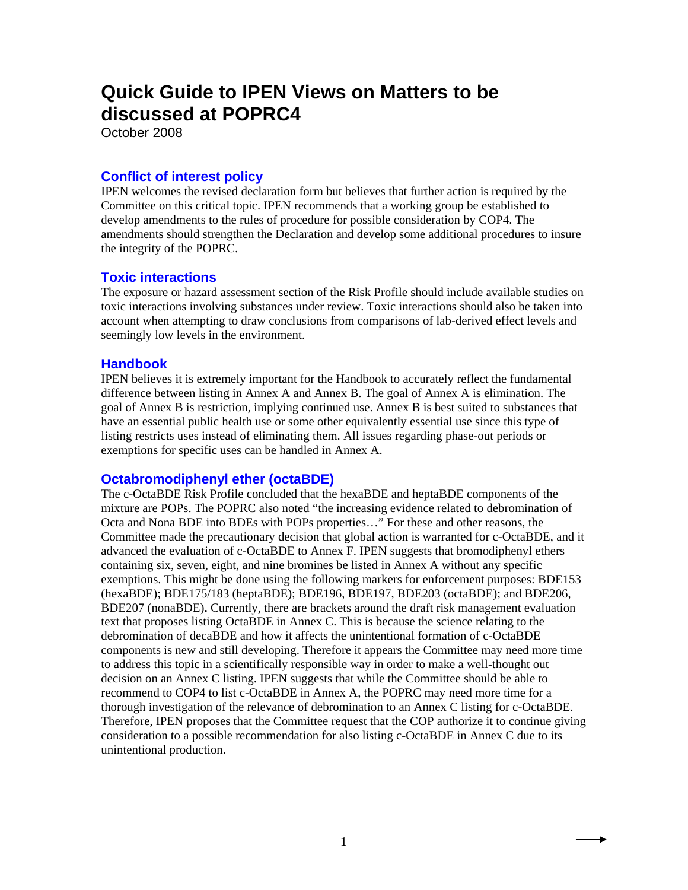# Quick Guide to IPEN Views on Matters to be discussed at POPRC4

October 2008

## Conflict of interest policy

IPEN welcomes the revised declaration form but believes that further action is required by the Committee on this critical topic. IPEN recommends that a working group be established to develop amendments to the rules of procedure for possible consideration by COP4. The amendments should strengthen the Declaration and develop some additional procedures to insure the integrity of the POPRC.

## Toxic interactions

The exposure or hazard assessment section of the Risk Profile should include available studies on toxic interactions involving substances under review. Toxic interactions should also be taken into account when attempting to draw conclusions from comparisons of lab-derived effect levels and seemingly low levels in the environment.

## Handbook

IPEN believes it is extremely important for the Handbook to accurately reflect the fundamental difference between listing in Annex A and Annex B. The goal of Annex A is elimination. The goal of Annex B is restriction, implying continued use. Annex B is best suited to substances that have an essential public health use or some other equivalently essential use since this type of listing restricts uses instead of eliminating them. All issues regarding phase-out periods or exemptions for specific uses can be handled in Annex A.

## Octabromodiphenyl ether (octaBDE)

The c-OctaBDE Risk Profile concluded that the hexaBDE and heptaBDE components of the mixture are POPs. The POPRC also noted "the increasing evidence related to debromination of Octa and Nona BDE into BDEs with POPs properties…" For these and other reasons, the Committee made the precautionary decision that global action is warranted for c-OctaBDE, and it advanced the evaluation of c-OctaBDE to Annex F. IPEN suggests that bromodiphenyl ethers containing six, seven, eight, and nine bromines be listed in Annex A without any specific exemptions. This might be done using the following markers for enforcement purposes: BDE153 (hexaBDE); BDE175/183 (heptaBDE); BDE196, BDE197, BDE203 (octaBDE); and BDE206, BDE207 (nonaBDE)**.** Currently, there are brackets around the draft risk management evaluation text that proposes listing OctaBDE in Annex C. This is because the science relating to the debromination of decaBDE and how it affects the unintentional formation of c-OctaBDE components is new and still developing. Therefore it appears the Committee may need more time to address this topic in a scientifically responsible way in order to make a well-thought out decision on an Annex C listing. IPEN suggests that while the Committee should be able to recommend to COP4 to list c-OctaBDE in Annex A, the POPRC may need more time for a thorough investigation of the relevance of debromination to an Annex C listing for c-OctaBDE. Therefore, IPEN proposes that the Committee request that the COP authorize it to continue giving consideration to a possible recommendation for also listing c-OctaBDE in Annex C due to its unintentional production.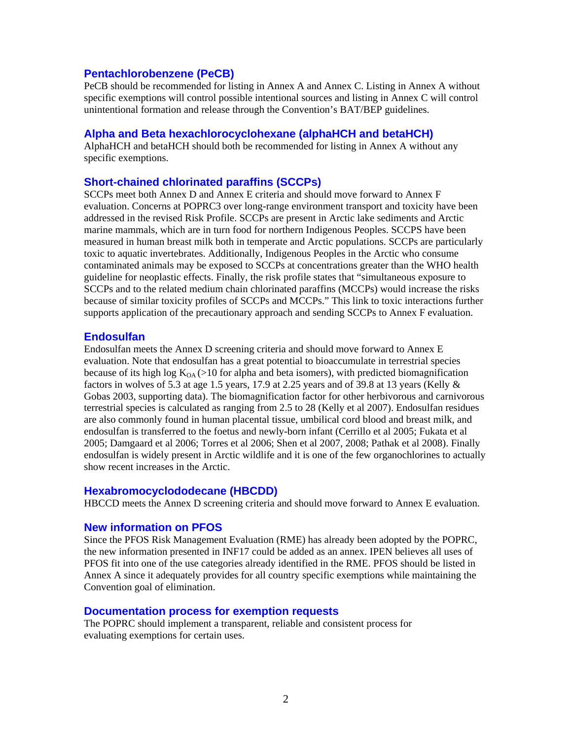## Pentachlorobenzene (PeCB)

PeCB should be recommended for listing in Annex A and Annex C. Listing in Annex A without specific exemptions will control possible intentional sources and listing in Annex C will control unintentional formation and release through the Convention's BAT/BEP guidelines.

## Alpha and Beta hexachlorocyclohexane (alphaHCH and betaHCH)

AlphaHCH and betaHCH should both be recommended for listing in Annex A without any specific exemptions.

## Short-chained chlorinated paraffins (SCCPs)

SCCPs meet both Annex D and Annex E criteria and should move forward to Annex F evaluation. Concerns at POPRC3 over long-range environment transport and toxicity have been addressed in the revised Risk Profile. SCCPs are present in Arctic lake sediments and Arctic marine mammals, which are in turn food for northern Indigenous Peoples. SCCPS have been measured in human breast milk both in temperate and Arctic populations. SCCPs are particularly toxic to aquatic invertebrates. Additionally, Indigenous Peoples in the Arctic who consume contaminated animals may be exposed to SCCPs at concentrations greater than the WHO health guideline for neoplastic effects. Finally, the risk profile states that "simultaneous exposure to SCCPs and to the related medium chain chlorinated paraffins (MCCPs) would increase the risks because of similar toxicity profiles of SCCPs and MCCPs." This link to toxic interactions further supports application of the precautionary approach and sending SCCPs to Annex F evaluation.

## Endosulfan

Endosulfan meets the Annex D screening criteria and should move forward to Annex E evaluation. Note that endosulfan has a great potential to bioaccumulate in terrestrial species because of its high log $K_{OA}$ (>10 for alpha and beta isomers), with predicted biomagnification factors in wolves of 5.3 at age 1.5 years, 17.9 at 2.25 years and of 39.8 at 13 years (Kelly & Gobas 2003, supporting data). The biomagnification factor for other herbivorous and carnivorous terrestrial species is calculated as ranging from 2.5 to 28 (Kelly et al 2007). Endosulfan residues are also commonly found in human placental tissue, umbilical cord blood and breast milk, and endosulfan is transferred to the foetus and newly-born infant (Cerrillo et al 2005; Fukata et al 2005; Damgaard et al 2006; Torres et al 2006; Shen et al 2007, 2008; Pathak et al 2008). Finally endosulfan is widely present in Arctic wildlife and it is one of the few organochlorines to actually show recent increases in the Arctic.

## Hexabromocyclododecane (HBCDD)

HBCCD meets the Annex D screening criteria and should move forward to Annex E evaluation.

## New information on PFOS

Since the PFOS Risk Management Evaluation (RME) has already been adopted by the POPRC, the new information presented in INF17 could be added as an annex. IPEN believes all uses of PFOS fit into one of the use categories already identified in the RME. PFOS should be listed in Annex A since it adequately provides for all country specific exemptions while maintaining the Convention goal of elimination.

## Documentation process for exemption requests

The POPRC should implement a transparent, reliable and consistent process for evaluating exemptions for certain uses.